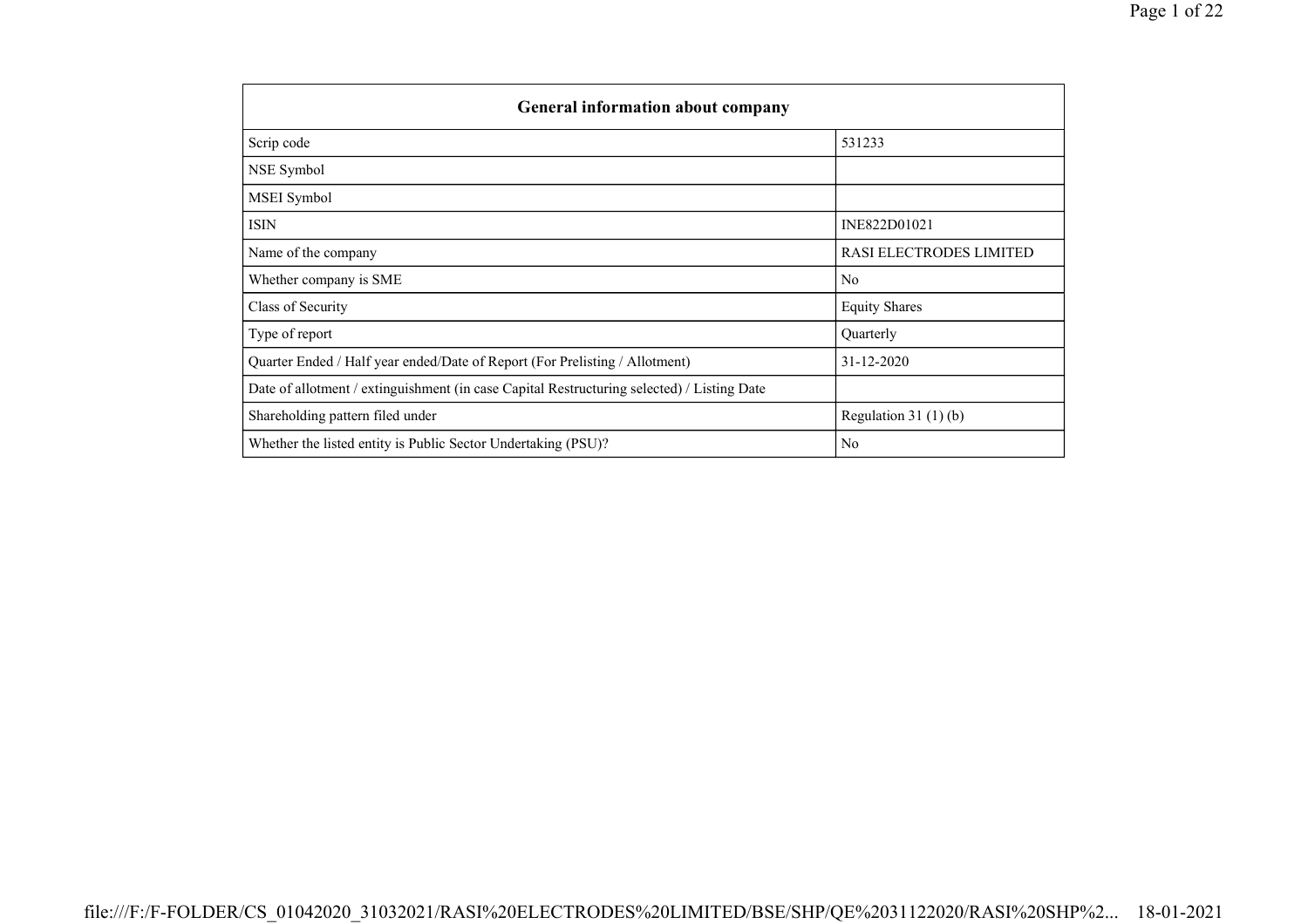| General information about company | |
|---|---|
| Scrip code | 531233 |
| NSE Symbol | |
| MSEI Symbol | |
| ISIN | INE822D01021 |
| Name of the company | RASI ELECTRODES LIMITED |
| Whether company is SME | No |
| Class of Security | Equity Shares |
| Type of report | Quarterly |
| Quarter Ended / Half year ended/Date of Report (For Prelisting / Allotment) | 31-12-2020 |
| Date of allotment / extinguishment (in case Capital Restructuring selected) / Listing Date | |
| Shareholding pattern filed under | Regulation 31 (1) (b) |
| Whether the listed entity is Public Sector Undertaking (PSU)? | No |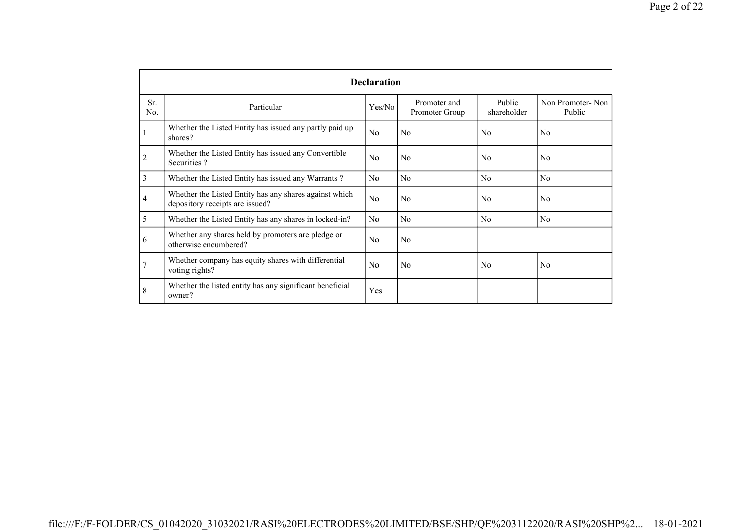| Declaration | | | | | |
|---|---|---|---|---|---|
| Sr. No. | Particular | Yes/No | Promoter and Promoter Group | Public shareholder | Non Promoter- Non Public |
| 1 | Whether the Listed Entity has issued any partly paid up shares? | No | No | No | No |
| 2 | Whether the Listed Entity has issued any Convertible Securities ? | No | No | No | No |
| 3 | Whether the Listed Entity has issued any Warrants ? | No | No | No | No |
| 4 | Whether the Listed Entity has any shares against which depository receipts are issued? | No | No | No | No |
| 5 | Whether the Listed Entity has any shares in locked-in? | No | No | No | No |
| 6 | Whether any shares held by promoters are pledge or otherwise encumbered? | No | No | | |
| 7 | Whether company has equity shares with differential voting rights? | No | No | No | No |
| 8 | Whether the listed entity has any significant beneficial owner? | Yes | | | |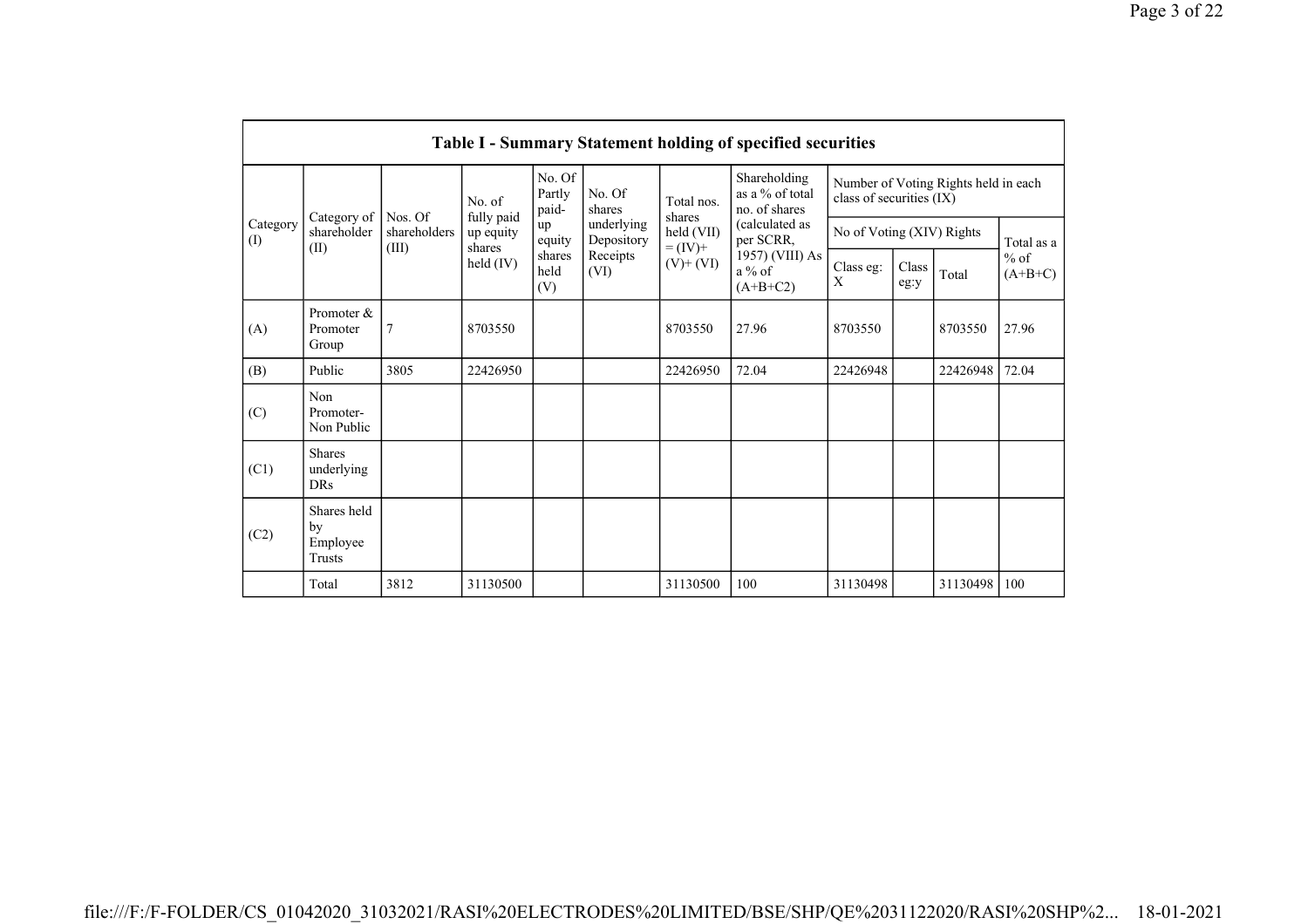## Table I - Summary Statement holding of specified securities

| Category (I) | Category of shareholder (II) | Nos. Of shareholders (III) | No. of fully paid up equity shares held (IV) | No. Of Partly paid-up equity shares held (V) | No. Of shares underlying Depository Receipts (VI) | Total nos. shares held (VII) = (IV)+ (V)+ (VI) | Shareholding as a % of total no. of shares (calculated as per SCRR, 1957) (VIII) As a % of (A+B+C2) | Number of Voting Rights held in each class of securities (IX) | | | |
|---|---|---|---|---|---|---|---|---|---|---|---|
| | | | | | | | | No of Voting (XIV) Rights | | | Total as a % of (A+B+C) |
| | | | | | | | | Class eg: X | Class eg:y | Total | |
| (A) | Promoter & Promoter Group | 7 | 8703550 | | | 8703550 | 27.96 | 8703550 | | 8703550 | 27.96 |
| (B) | Public | 3805 | 22426950 | | | 22426950 | 72.04 | 22426948 | | 22426948 | 72.04 |
| (C) | Non Promoter- Non Public | | | | | | | | | | |
| (C1) | Shares underlying DRs | | | | | | | | | | |
| (C2) | Shares held by Employee Trusts | | | | | | | | | | |
| | Total | 3812 | 31130500 | | | 31130500 | 100 | 31130498 | | 31130498 | 100 |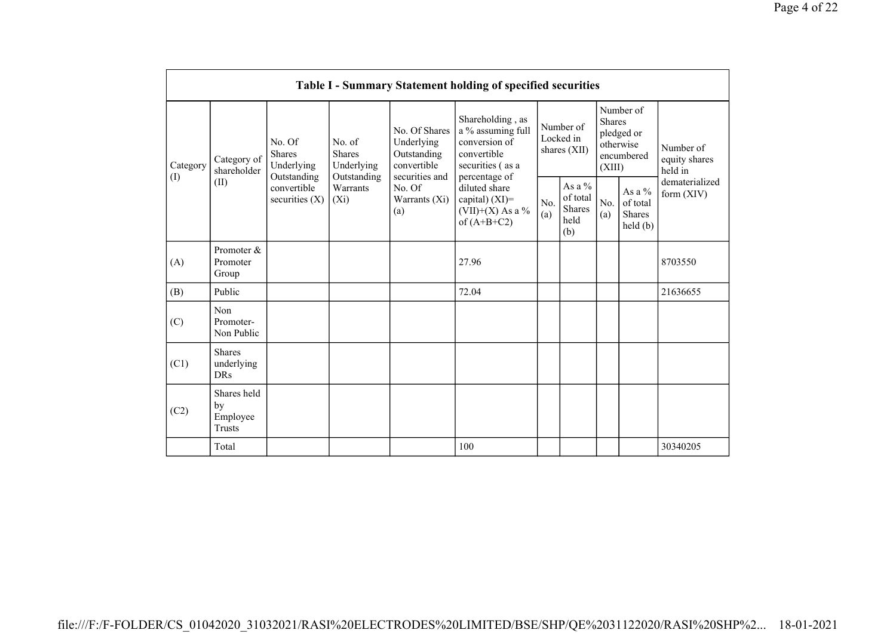| Table I - Summary Statement holding of specified securities | | | | | | | | | | |
|---|---|---|---|---|---|---|---|---|---|---|
| Category (I) | Category of shareholder (II) | No. Of Shares Underlying Outstanding convertible securities (X) | No. of Shares Underlying Outstanding Warrants (Xi) | No. Of Shares Underlying Outstanding convertible securities and No. Of Warrants (Xi) (a) | Shareholding , as a % assuming full conversion of convertible securities ( as a percentage of diluted share capital) (XI)= (VII)+(X) As a % of (A+B+C2) | Number of Locked in shares (XII) | | Number of Shares pledged or otherwise encumbered (XIII) | | Number of equity shares held in dematerialized form (XIV) |
| | | | | | | No. (a) | As a % of total Shares held (b) | No. (a) | As a % of total Shares held (b) | |
| (A) | Promoter & Promoter Group | | | | 27.96 | | | | | 8703550 |
| (B) | Public | | | | 72.04 | | | | | 21636655 |
| (C) | Non Promoter- Non Public | | | | | | | | | |
| (C1) | Shares underlying DRs | | | | | | | | | |
| (C2) | Shares held by Employee Trusts | | | | | | | | | |
| | Total | | | | 100 | | | | | 30340205 |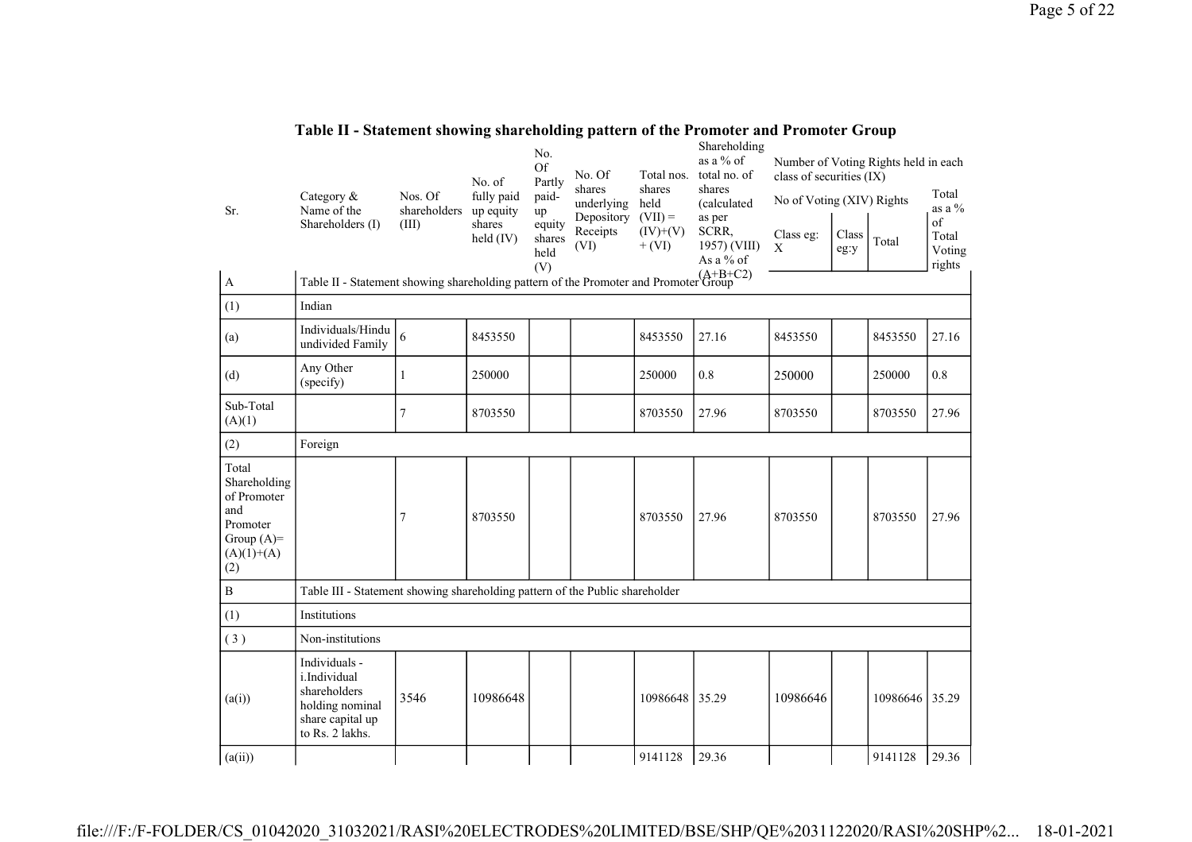## Table II - Statement showing shareholding pattern of the Promoter and Promoter Group

| Sr. | Category & Name of the Shareholders (I) | Nos. Of shareholders (III) | No. of fully paid up equity shares held (IV) | No. Of Partly paid-up equity shares held (V) | No. Of shares underlying Depository Receipts (VI) | Total nos. shares held (VII) = (IV)+(V)+ (VI) | Shareholding as a % of total no. of shares (calculated as per SCRR, 1957) (VIII) As a % of (A+B+C2) | Number of Voting Rights held in each class of securities (IX) | | | |
|---|---|---|---|---|---|---|---|---|---|---|---|
| | | | | | | | | No of Voting (XIV) Rights | | | Total as a % of Total Voting rights |
| | | | | | | | | Class eg: X | Class eg:y | Total | |
| A | Table II - Statement showing shareholding pattern of the Promoter and Promoter Group | | | | | | | | | | |
| (1) | Indian | | | | | | | | | | |
| (a) | Individuals/Hindu undivided Family | 6 | 8453550 | | | 8453550 | 27.16 | 8453550 | | 8453550 | 27.16 |
| (d) | Any Other (specify) | 1 | 250000 | | | 250000 | 0.8 | 250000 | | 250000 | 0.8 |
| Sub-Total (A)(1) | | 7 | 8703550 | | | 8703550 | 27.96 | 8703550 | | 8703550 | 27.96 |
| (2) | Foreign | | | | | | | | | | |
| Total Shareholding of Promoter and Promoter Group (A)=(A)(1)+(A)(2) | | 7 | 8703550 | | | 8703550 | 27.96 | 8703550 | | 8703550 | 27.96 |
| B | Table III - Statement showing shareholding pattern of the Public shareholder | | | | | | | | | | |
| (1) | Institutions | | | | | | | | | | |
| (3) | Non-institutions | | | | | | | | | | |
| (a(i)) | Individuals - i.Individual shareholders holding nominal share capital up to Rs. 2 lakhs. | 3546 | 10986648 | | | 10986648 | 35.29 | 10986646 | | 10986646 | 35.29 |
| (a(ii)) | | | | | | 9141128 | 29.36 | | | 9141128 | 29.36 |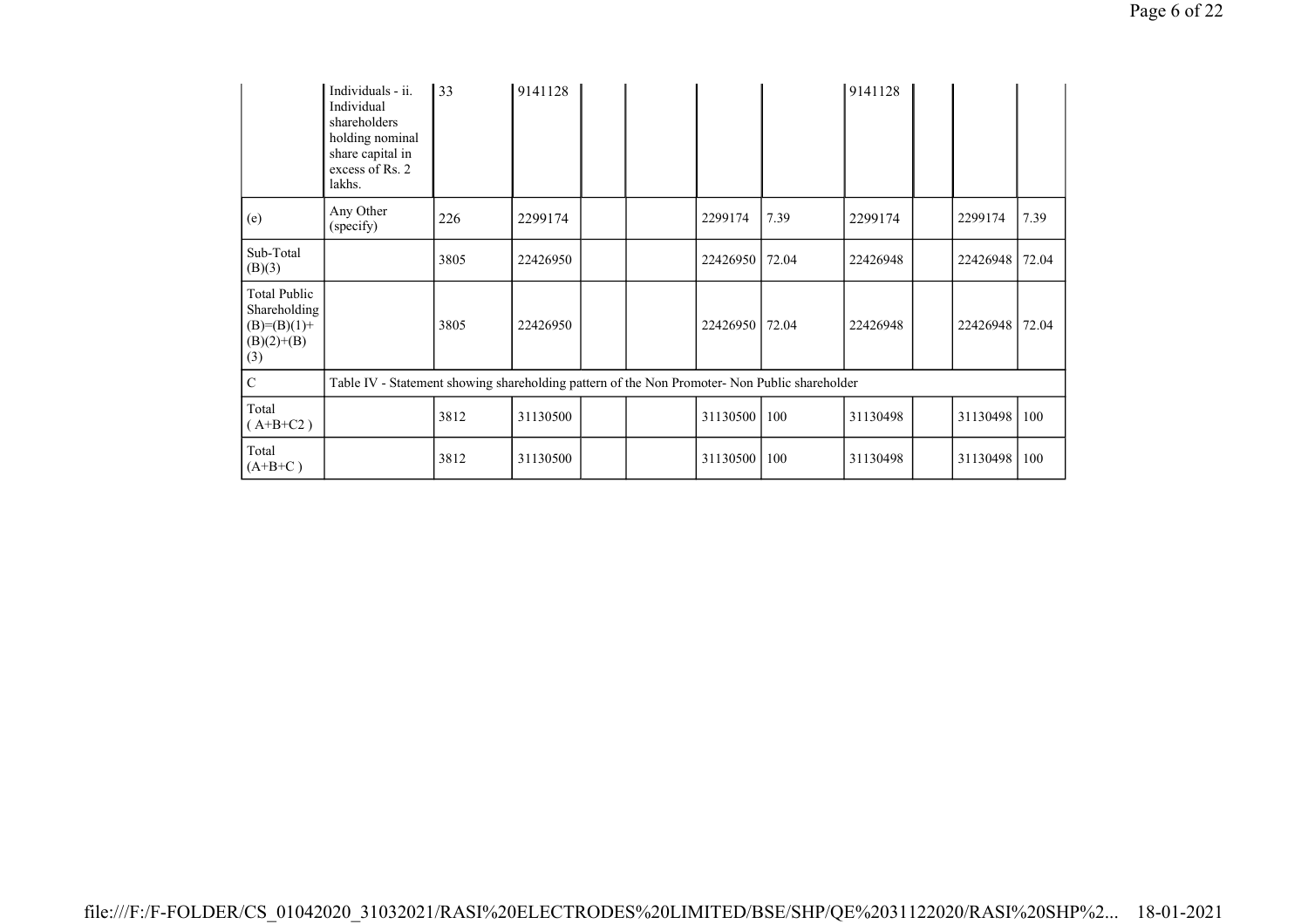| | | | | | | | | | | | |
|---|---|---|---|---|---|---|---|---|---|---|---|
| | Individuals - ii. Individual shareholders holding nominal share capital in excess of Rs. 2 lakhs. | 33 | 9141128 | | | | | 9141128 | | | |
| (e) | Any Other (specify) | 226 | 2299174 | | | 2299174 | 7.39 | 2299174 | | 2299174 | 7.39 |
| Sub-Total (B)(3) | | 3805 | 22426950 | | | 22426950 | 72.04 | 22426948 | | 22426948 | 72.04 |
| Total Public Shareholding (B)=(B)(1)+(B)(2)+(B)(3) | | 3805 | 22426950 | | | 22426950 | 72.04 | 22426948 | | 22426948 | 72.04 |
| C | Table IV - Statement showing shareholding pattern of the Non Promoter- Non Public shareholder | | | | | | | | | | |
| Total ( A+B+C2 ) | | 3812 | 31130500 | | | 31130500 | 100 | 31130498 | | 31130498 | 100 |
| Total (A+B+C ) | | 3812 | 31130500 | | | 31130500 | 100 | 31130498 | | 31130498 | 100 |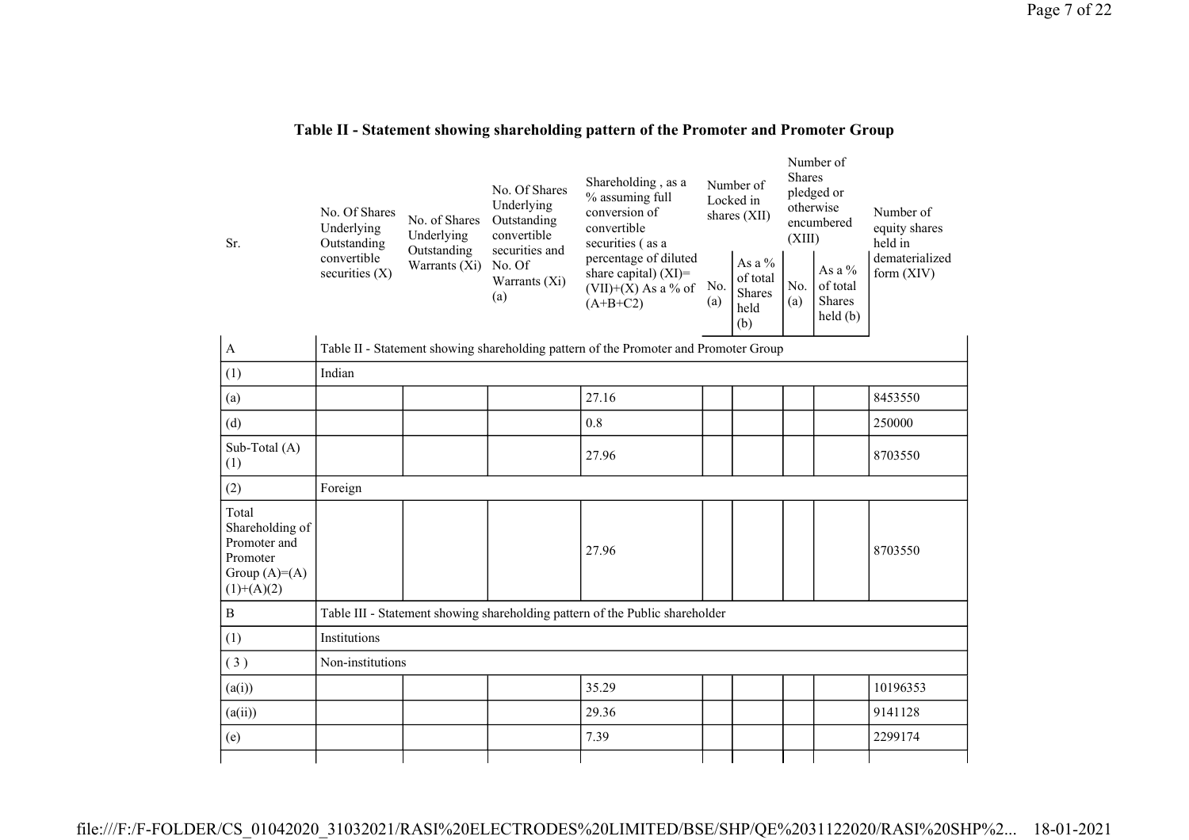## Table II - Statement showing shareholding pattern of the Promoter and Promoter Group

| Sr. | No. Of Shares Underlying Outstanding convertible securities (X) | No. of Shares Underlying Outstanding Warrants (Xi) | No. Of Shares Underlying Outstanding convertible securities and No. Of Warrants (Xi) (a) | Shareholding , as a % assuming full conversion of convertible securities ( as a percentage of diluted share capital) (XI)= (VII)+(X) As a % of (A+B+C2) | Number of Locked in shares (XII) | | Number of Shares pledged or otherwise encumbered (XIII) | | Number of equity shares held in dematerialized form (XIV) |
|---|---|---|---|---|---|---|---|---|---|
| | | | | | No. (a) | As a % of total Shares held (b) | No. (a) | As a % of total Shares held (b) | |
| A | Table II - Statement showing shareholding pattern of the Promoter and Promoter Group | | | | | | | | |
| (1) | Indian | | | | | | | | |
| (a) | | | | 27.16 | | | | | 8453550 |
| (d) | | | | 0.8 | | | | | 250000 |
| Sub-Total (A) (1) | | | | 27.96 | | | | | 8703550 |
| (2) | Foreign | | | | | | | | |
| Total Shareholding of Promoter and Promoter Group (A)=(A)(1)+(A)(2) | | | | 27.96 | | | | | 8703550 |
| B | Table III - Statement showing shareholding pattern of the Public shareholder | | | | | | | | |
| (1) | Institutions | | | | | | | | |
| ( 3 ) | Non-institutions | | | | | | | | |
| (a(i)) | | | | 35.29 | | | | | 10196353 |
| (a(ii)) | | | | 29.36 | | | | | 9141128 |
| (e) | | | | 7.39 | | | | | 2299174 |

file:///F:/F-FOLDER/CS_01042020_31032021/RASI%20ELECTRODES%20LIMITED/BSE/SHP/QE%2031122020/RASI%20SHP%2... 18-01-2021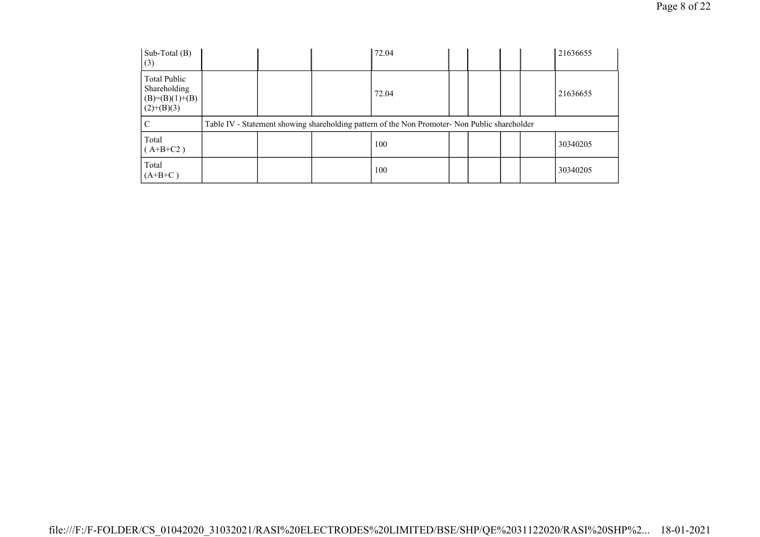| | | | | | | | | | |
|---|---|---|---|---|---|---|---|---|---|
| Sub-Total (B)(3) | | | | 72.04 | | | | | 21636655 |
| Total Public Shareholding (B)=(B)(1)+(B)(2)+(B)(3) | | | | 72.04 | | | | | 21636655 |
| C | Table IV - Statement showing shareholding pattern of the Non Promoter- Non Public shareholder | | | | | | | | |
| Total ( A+B+C2 ) | | | | 100 | | | | | 30340205 |
| Total (A+B+C ) | | | | 100 | | | | | 30340205 |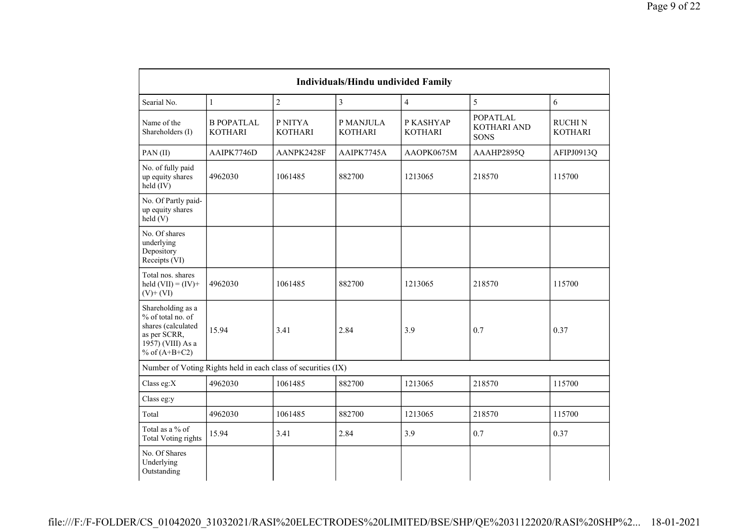| Individuals/Hindu undivided Family | | | | | | |
|---|---|---|---|---|---|---|
| Searial No. | 1 | 2 | 3 | 4 | 5 | 6 |
| Name of the Shareholders (I) | B POPATLAL KOTHARI | P NITYA KOTHARI | P MANJULA KOTHARI | P KASHYAP KOTHARI | POPATLAL KOTHARI AND SONS | RUCHI N KOTHARI |
| PAN (II) | AAIPK7746D | AANPK2428F | AAIPK7745A | AAOPK0675M | AAAHP2895Q | AFIPJ0913Q |
| No. of fully paid up equity shares held (IV) | 4962030 | 1061485 | 882700 | 1213065 | 218570 | 115700 |
| No. Of Partly paid-up equity shares held (V) | | | | | | |
| No. Of shares underlying Depository Receipts (VI) | | | | | | |
| Total nos. shares held (VII) = (IV)+ (V)+ (VI) | 4962030 | 1061485 | 882700 | 1213065 | 218570 | 115700 |
| Shareholding as a % of total no. of shares (calculated as per SCRR, 1957) (VIII) As a % of (A+B+C2) | 15.94 | 3.41 | 2.84 | 3.9 | 0.7 | 0.37 |
| Number of Voting Rights held in each class of securities (IX) | | | | | | |
| Class eg:X | 4962030 | 1061485 | 882700 | 1213065 | 218570 | 115700 |
| Class eg:y | | | | | | |
| Total | 4962030 | 1061485 | 882700 | 1213065 | 218570 | 115700 |
| Total as a % of Total Voting rights | 15.94 | 3.41 | 2.84 | 3.9 | 0.7 | 0.37 |
| No. Of Shares Underlying Outstanding | | | | | | |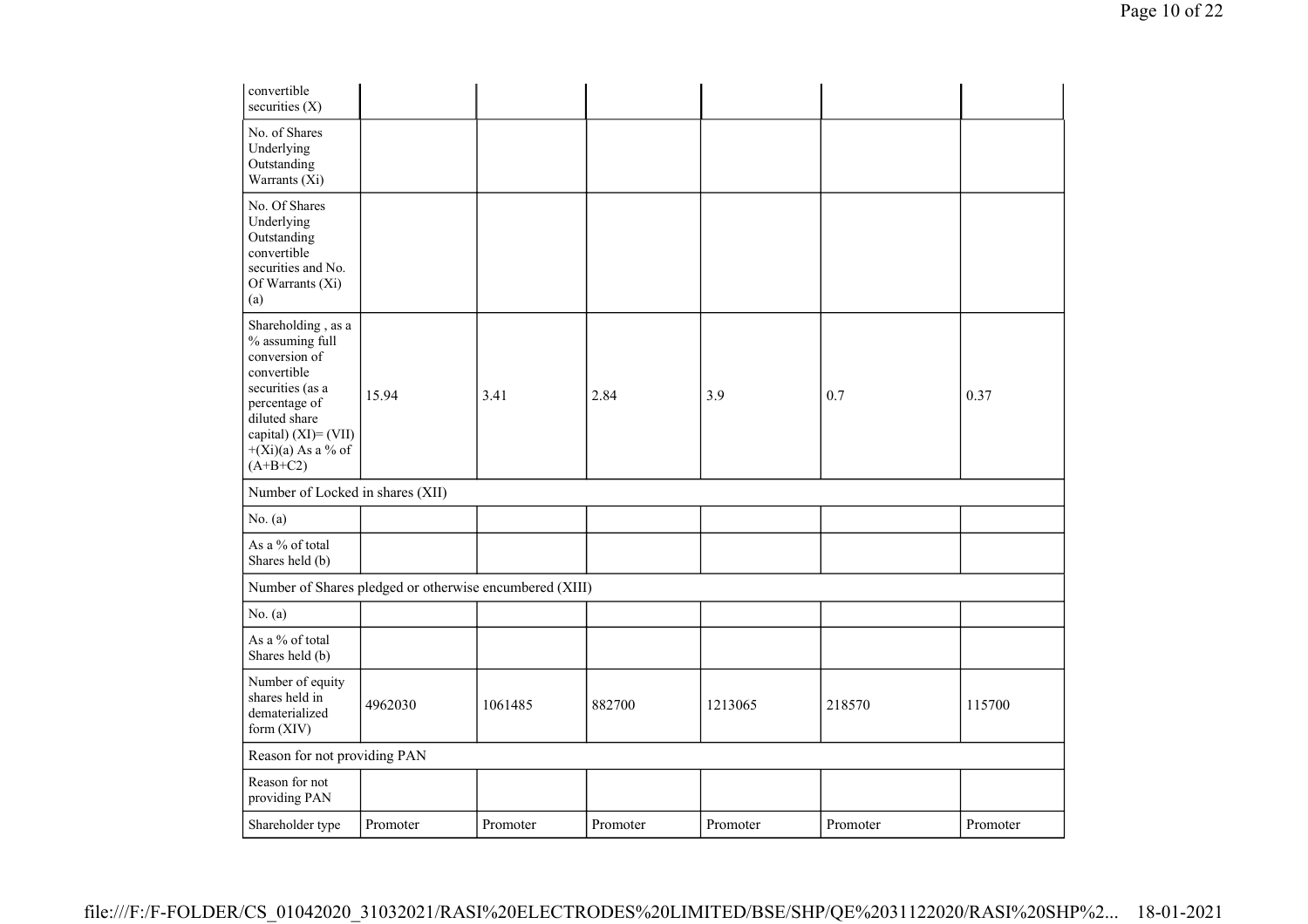| convertible securities (X) | | | | | | |
|---|---|---|---|---|---|---|
| No. of Shares Underlying Outstanding Warrants (Xi) | | | | | | |
| No. Of Shares Underlying Outstanding convertible securities and No. Of Warrants (Xi) (a) | | | | | | |
| Shareholding , as a % assuming full conversion of convertible securities (as a percentage of diluted share capital) (XI)= (VII)+(Xi)(a) As a % of (A+B+C2) | 15.94 | 3.41 | 2.84 | 3.9 | 0.7 | 0.37 |
| Number of Locked in shares (XII) | | | | | | |
| No. (a) | | | | | | |
| As a % of total Shares held (b) | | | | | | |
| Number of Shares pledged or otherwise encumbered (XIII) | | | | | | |
| No. (a) | | | | | | |
| As a % of total Shares held (b) | | | | | | |
| Number of equity shares held in dematerialized form (XIV) | 4962030 | 1061485 | 882700 | 1213065 | 218570 | 115700 |
| Reason for not providing PAN | | | | | | |
| Reason for not providing PAN | | | | | | |
| Shareholder type | Promoter | Promoter | Promoter | Promoter | Promoter | Promoter |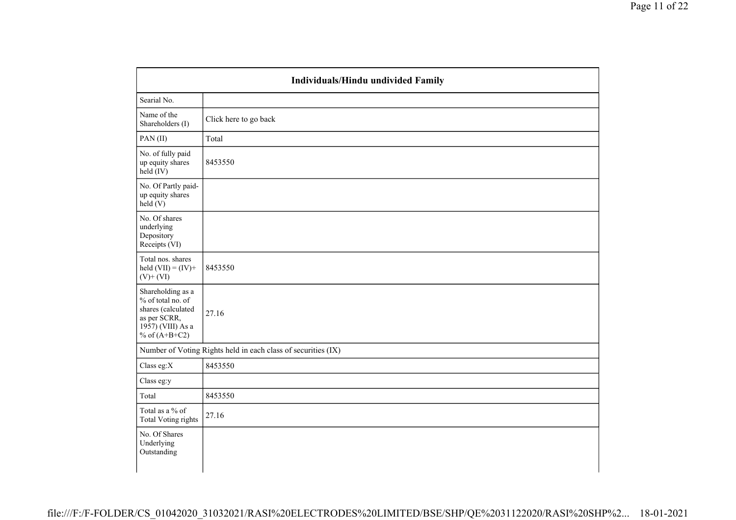| Individuals/Hindu undivided Family | |
|---|---|
| Searial No. | |
| Name of the Shareholders (I) | Click here to go back |
| PAN (II) | Total |
| No. of fully paid up equity shares held (IV) | 8453550 |
| No. Of Partly paid-up equity shares held (V) | |
| No. Of shares underlying Depository Receipts (VI) | |
| Total nos. shares held (VII) = (IV)+ (V)+ (VI) | 8453550 |
| Shareholding as a % of total no. of shares (calculated as per SCRR, 1957) (VIII) As a % of (A+B+C2) | 27.16 |
| Number of Voting Rights held in each class of securities (IX) | |
| Class eg:X | 8453550 |
| Class eg:y | |
| Total | 8453550 |
| Total as a % of Total Voting rights | 27.16 |
| No. Of Shares Underlying Outstanding | |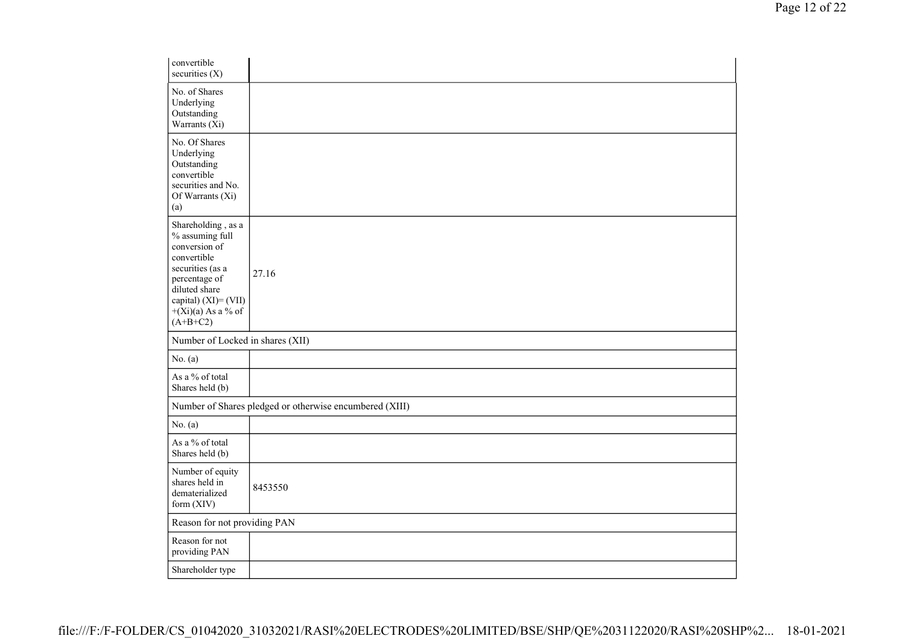| | |
|---|---|
| convertible securities (X) | |
| No. of Shares Underlying Outstanding Warrants (Xi) | |
| No. Of Shares Underlying Outstanding convertible securities and No. Of Warrants (Xi) (a) | |
| Shareholding , as a % assuming full conversion of convertible securities (as a percentage of diluted share capital) (XI)= (VII)+(Xi)(a) As a % of (A+B+C2) | 27.16 |
| Number of Locked in shares (XII) | |
| No. (a) | |
| As a % of total Shares held (b) | |
| Number of Shares pledged or otherwise encumbered (XIII) | |
| No. (a) | |
| As a % of total Shares held (b) | |
| Number of equity shares held in dematerialized form (XIV) | 8453550 |
| Reason for not providing PAN | |
| Reason for not providing PAN | |
| Shareholder type | |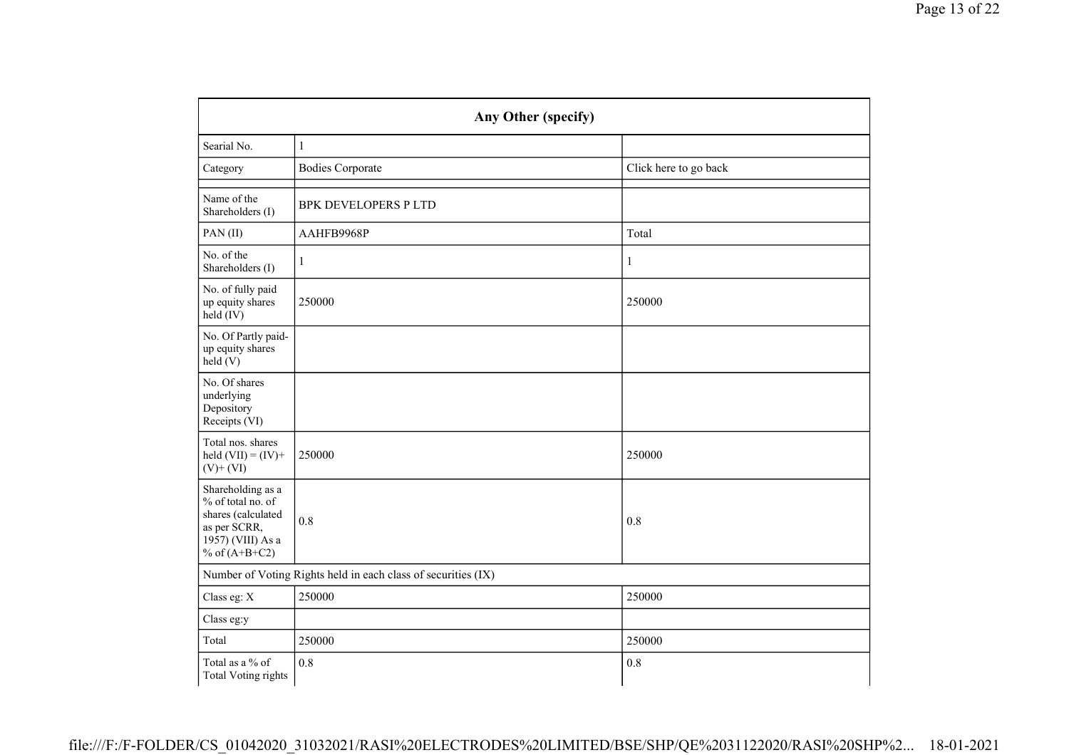| Any Other (specify) | | |
|---|---|---|
| Searial No. | 1 | |
| Category | Bodies Corporate | Click here to go back |
| | | |
| Name of the Shareholders (I) | BPK DEVELOPERS P LTD | |
| PAN (II) | AAHFB9968P | Total |
| No. of the Shareholders (I) | 1 | 1 |
| No. of fully paid up equity shares held (IV) | 250000 | 250000 |
| No. Of Partly paid-up equity shares held (V) | | |
| No. Of shares underlying Depository Receipts (VI) | | |
| Total nos. shares held (VII) = (IV)+ (V)+ (VI) | 250000 | 250000 |
| Shareholding as a % of total no. of shares (calculated as per SCRR, 1957) (VIII) As a % of (A+B+C2) | 0.8 | 0.8 |
| Number of Voting Rights held in each class of securities (IX) | | |
| Class eg: X | 250000 | 250000 |
| Class eg:y | | |
| Total | 250000 | 250000 |
| Total as a % of Total Voting rights | 0.8 | 0.8 |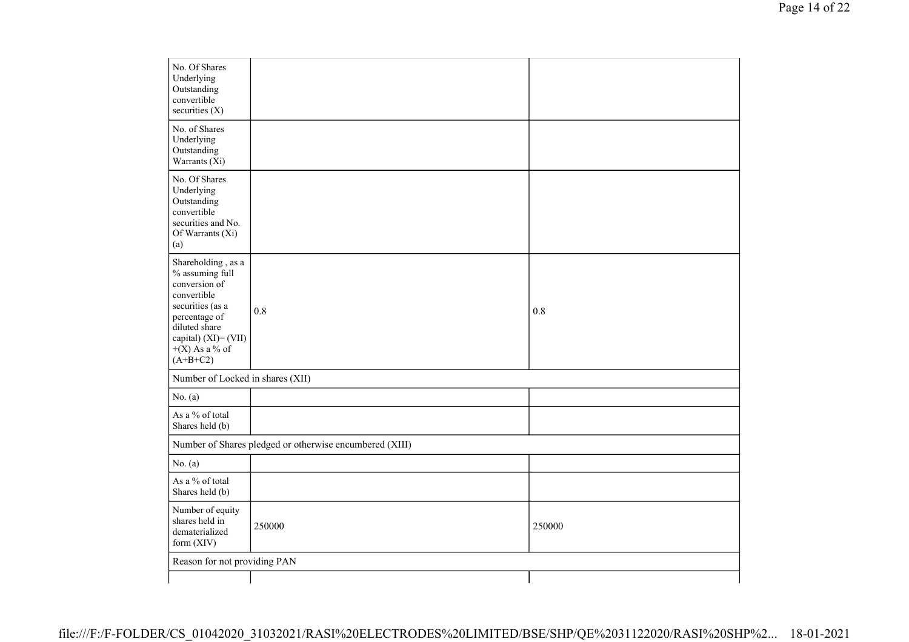| | | |
|---|---|---|
| No. Of Shares Underlying Outstanding convertible securities (X) | | |
| No. of Shares Underlying Outstanding Warrants (Xi) | | |
| No. Of Shares Underlying Outstanding convertible securities and No. Of Warrants (Xi) (a) | | |
| Shareholding , as a % assuming full conversion of convertible securities (as a percentage of diluted share capital) (XI)= (VII)+(X) As a % of (A+B+C2) | 0.8 | 0.8 |
| Number of Locked in shares (XII) | | |
| No. (a) | | |
| As a % of total Shares held (b) | | |
| Number of Shares pledged or otherwise encumbered (XIII) | | |
| No. (a) | | |
| As a % of total Shares held (b) | | |
| Number of equity shares held in dematerialized form (XIV) | 250000 | 250000 |
| Reason for not providing PAN | | |
| | | |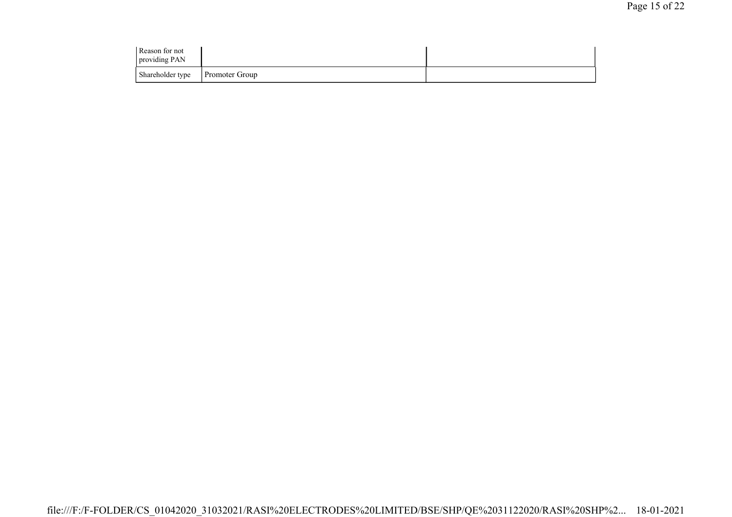| | | |
|---|---|---|
| Reason for not providing PAN | | |
| Shareholder type | Promoter Group | |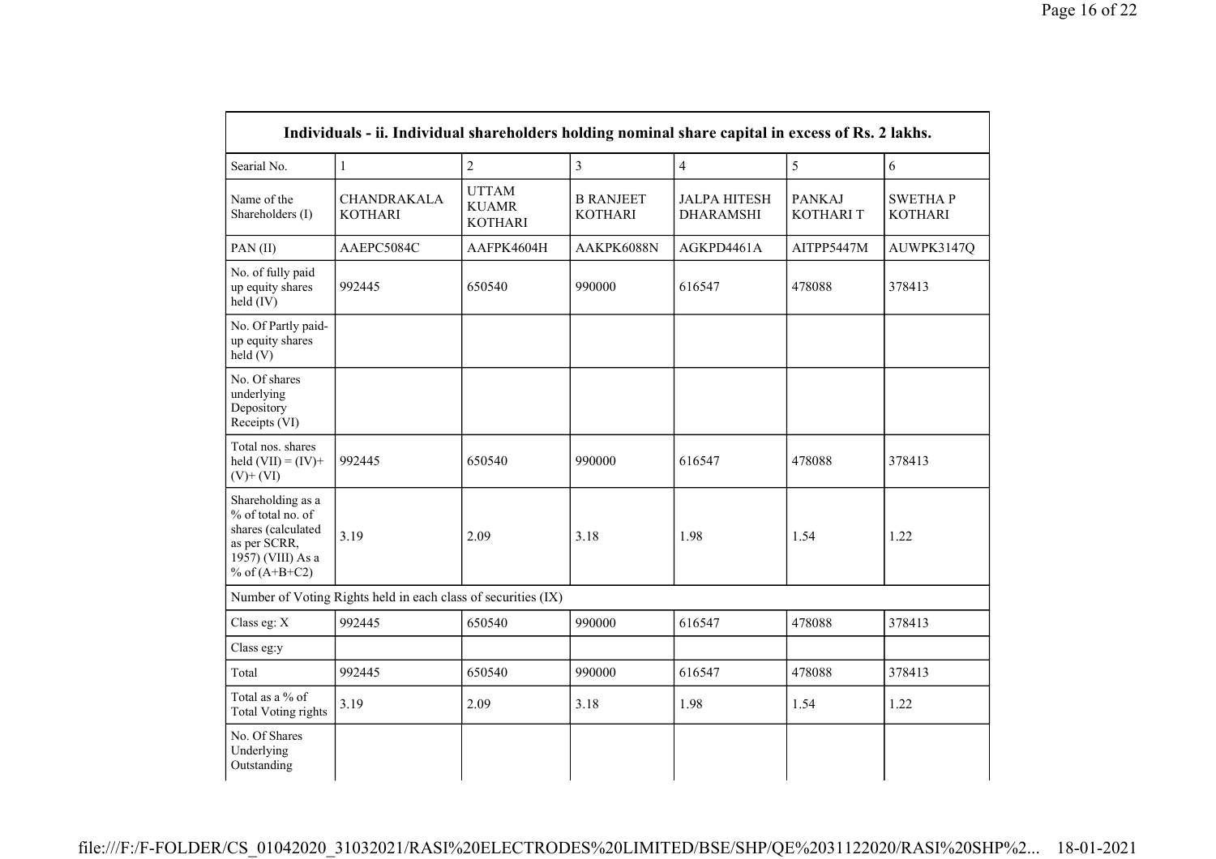| Individuals - ii. Individual shareholders holding nominal share capital in excess of Rs. 2 lakhs. | | | | | | |
|---|---|---|---|---|---|---|
| Searial No. | 1 | 2 | 3 | 4 | 5 | 6 |
| Name of the Shareholders (I) | CHANDRAKALA KOTHARI | UTTAM KUAMR KOTHARI | B RANJEET KOTHARI | JALPA HITESH DHARAMSHI | PANKAJ KOTHARI T | SWETHA P KOTHARI |
| PAN (II) | AAEPC5084C | AAFPK4604H | AAKPK6088N | AGKPD4461A | AITPP5447M | AUWPK3147Q |
| No. of fully paid up equity shares held (IV) | 992445 | 650540 | 990000 | 616547 | 478088 | 378413 |
| No. Of Partly paid-up equity shares held (V) | | | | | | |
| No. Of shares underlying Depository Receipts (VI) | | | | | | |
| Total nos. shares held (VII) = (IV)+ (V)+ (VI) | 992445 | 650540 | 990000 | 616547 | 478088 | 378413 |
| Shareholding as a % of total no. of shares (calculated as per SCRR, 1957) (VIII) As a % of (A+B+C2) | 3.19 | 2.09 | 3.18 | 1.98 | 1.54 | 1.22 |
| Number of Voting Rights held in each class of securities (IX) | | | | | | |
| Class eg: X | 992445 | 650540 | 990000 | 616547 | 478088 | 378413 |
| Class eg:y | | | | | | |
| Total | 992445 | 650540 | 990000 | 616547 | 478088 | 378413 |
| Total as a % of Total Voting rights | 3.19 | 2.09 | 3.18 | 1.98 | 1.54 | 1.22 |
| No. Of Shares Underlying Outstanding | | | | | | |

file:///F:/F-FOLDER/CS_01042020_31032021/RASI%20ELECTRODES%20LIMITED/BSE/SHP/QE%2031122020/RASI%20SHP%2... 18-01-2021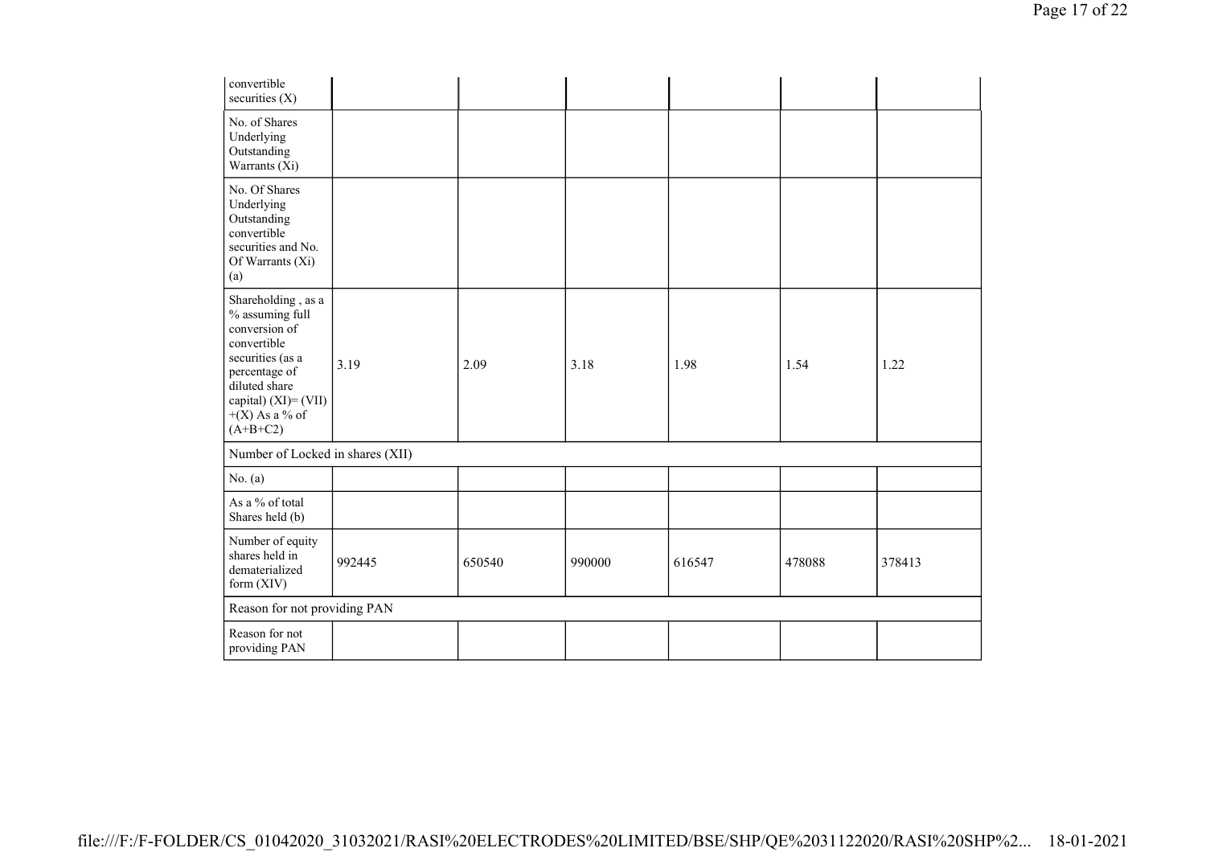| convertible securities (X) | | | | | | |
|---|---|---|---|---|---|---|
| No. of Shares Underlying Outstanding Warrants (Xi) | | | | | | |
| No. Of Shares Underlying Outstanding convertible securities and No. Of Warrants (Xi) (a) | | | | | | |
| Shareholding , as a % assuming full conversion of convertible securities (as a percentage of diluted share capital) (XI)= (VII)+(X) As a % of (A+B+C2) | 3.19 | 2.09 | 3.18 | 1.98 | 1.54 | 1.22 |
| Number of Locked in shares (XII) | | | | | | |
| No. (a) | | | | | | |
| As a % of total Shares held (b) | | | | | | |
| Number of equity shares held in dematerialized form (XIV) | 992445 | 650540 | 990000 | 616547 | 478088 | 378413 |
| Reason for not providing PAN | | | | | | |
| Reason for not providing PAN | | | | | | |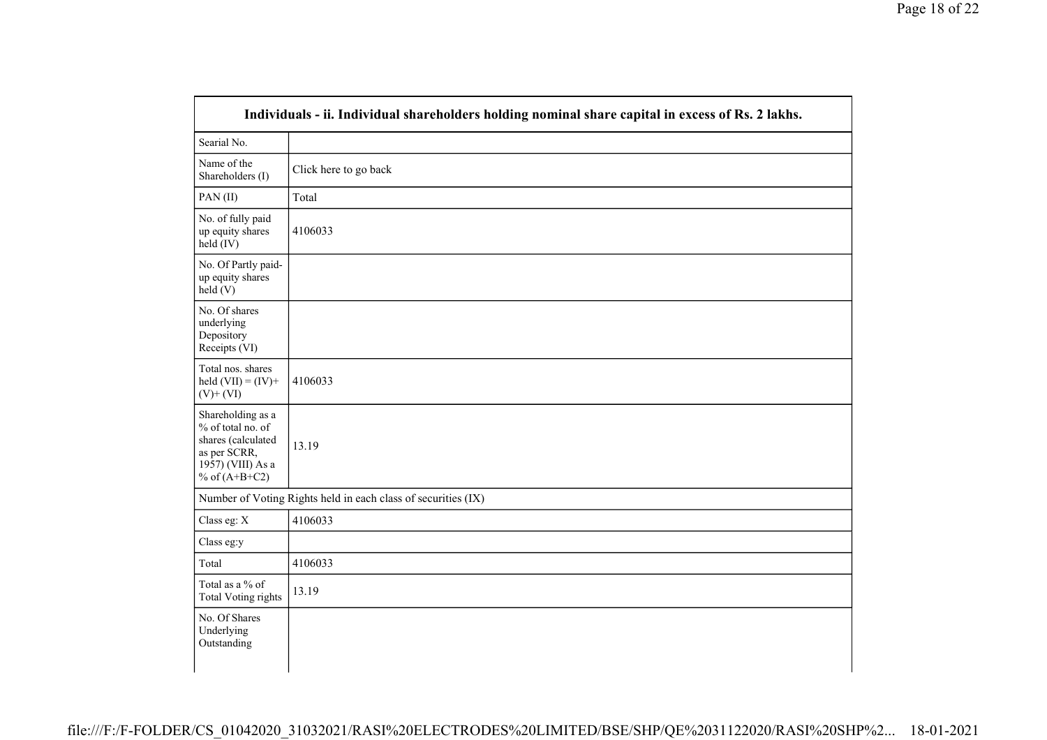| Individuals - ii. Individual shareholders holding nominal share capital in excess of Rs. 2 lakhs. | |
|---|---|
| Searial No. | |
| Name of the Shareholders (I) | Click here to go back |
| PAN (II) | Total |
| No. of fully paid up equity shares held (IV) | 4106033 |
| No. Of Partly paid-up equity shares held (V) | |
| No. Of shares underlying Depository Receipts (VI) | |
| Total nos. shares held (VII) = (IV)+ (V)+ (VI) | 4106033 |
| Shareholding as a % of total no. of shares (calculated as per SCRR, 1957) (VIII) As a % of (A+B+C2) | 13.19 |
| Number of Voting Rights held in each class of securities (IX) | |
| Class eg: X | 4106033 |
| Class eg:y | |
| Total | 4106033 |
| Total as a % of Total Voting rights | 13.19 |
| No. Of Shares Underlying Outstanding | |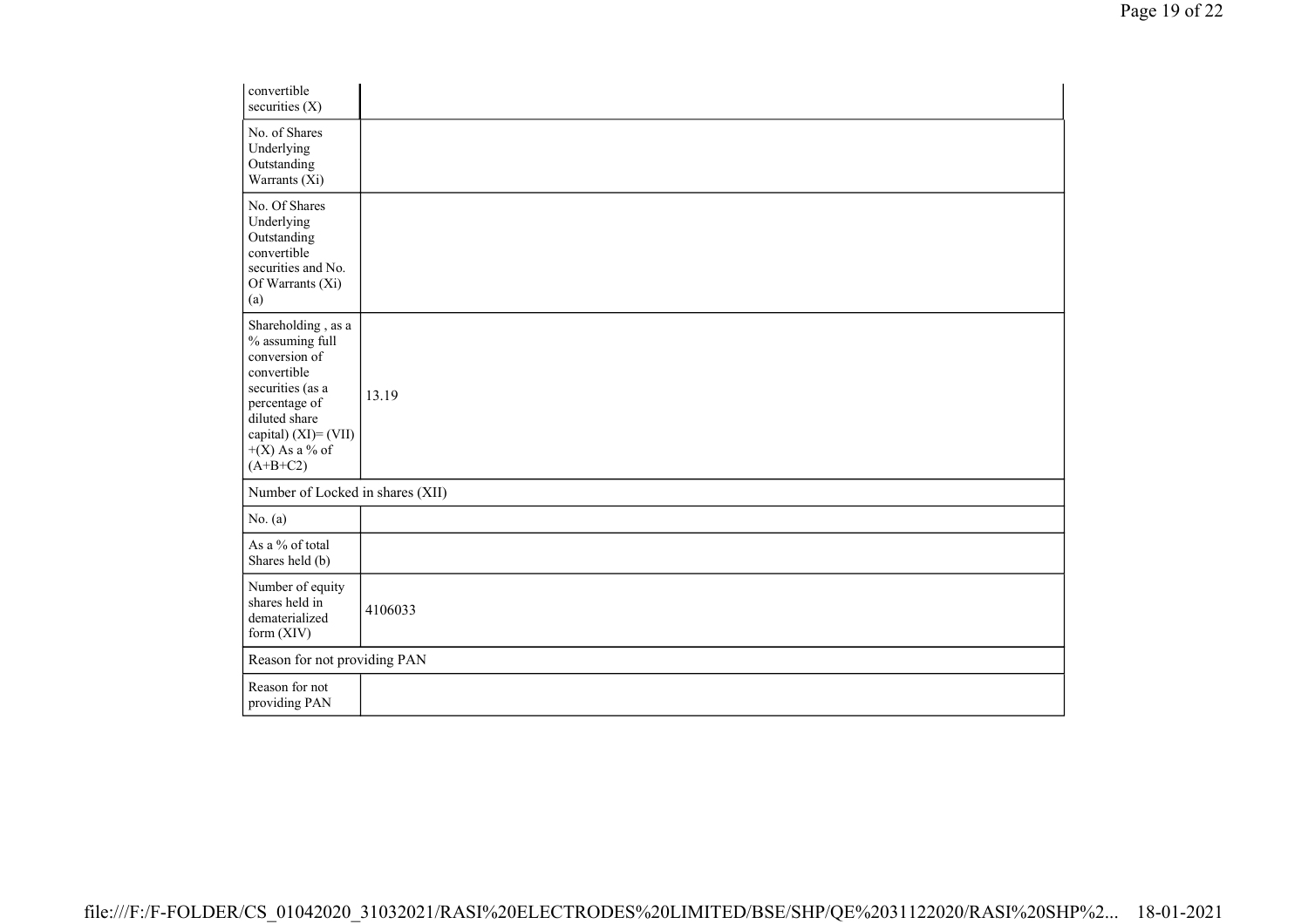| | |
|---|---|
| convertible securities (X) | |
| No. of Shares Underlying Outstanding Warrants (Xi) | |
| No. Of Shares Underlying Outstanding convertible securities and No. Of Warrants (Xi) (a) | |
| Shareholding , as a % assuming full conversion of convertible securities (as a percentage of diluted share capital) (XI)= (VII)+(X) As a % of (A+B+C2) | 13.19 |
| Number of Locked in shares (XII) | |
| No. (a) | |
| As a % of total Shares held (b) | |
| Number of equity shares held in dematerialized form (XIV) | 4106033 |
| Reason for not providing PAN | |
| Reason for not providing PAN | |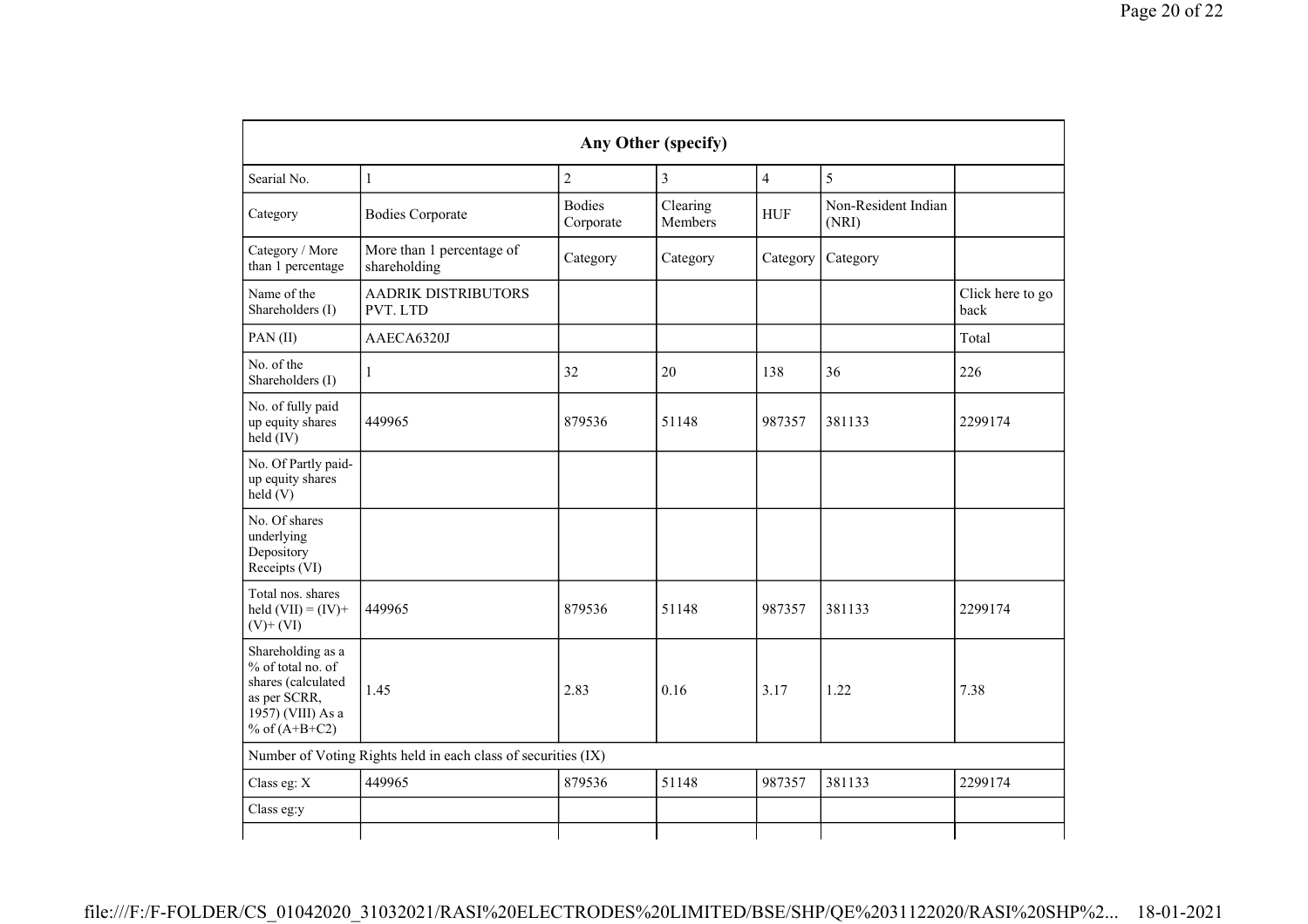| Any Other (specify) | | | | | | |
|---|---|---|---|---|---|---|
| Searial No. | 1 | 2 | 3 | 4 | 5 | |
| Category | Bodies Corporate | Bodies Corporate | Clearing Members | HUF | Non-Resident Indian (NRI) | |
| Category / More than 1 percentage | More than 1 percentage of shareholding | Category | Category | Category | Category | |
| Name of the Shareholders (I) | AADRIK DISTRIBUTORS PVT. LTD | | | | | Click here to go back |
| PAN (II) | AAECA6320J | | | | | Total |
| No. of the Shareholders (I) | 1 | 32 | 20 | 138 | 36 | 226 |
| No. of fully paid up equity shares held (IV) | 449965 | 879536 | 51148 | 987357 | 381133 | 2299174 |
| No. Of Partly paid-up equity shares held (V) | | | | | | |
| No. Of shares underlying Depository Receipts (VI) | | | | | | |
| Total nos. shares held (VII) = (IV)+ (V)+ (VI) | 449965 | 879536 | 51148 | 987357 | 381133 | 2299174 |
| Shareholding as a % of total no. of shares (calculated as per SCRR, 1957) (VIII) As a % of (A+B+C2) | 1.45 | 2.83 | 0.16 | 3.17 | 1.22 | 7.38 |
| Number of Voting Rights held in each class of securities (IX) | | | | | | |
| Class eg: X | 449965 | 879536 | 51148 | 987357 | 381133 | 2299174 |
| Class eg:y | | | | | | |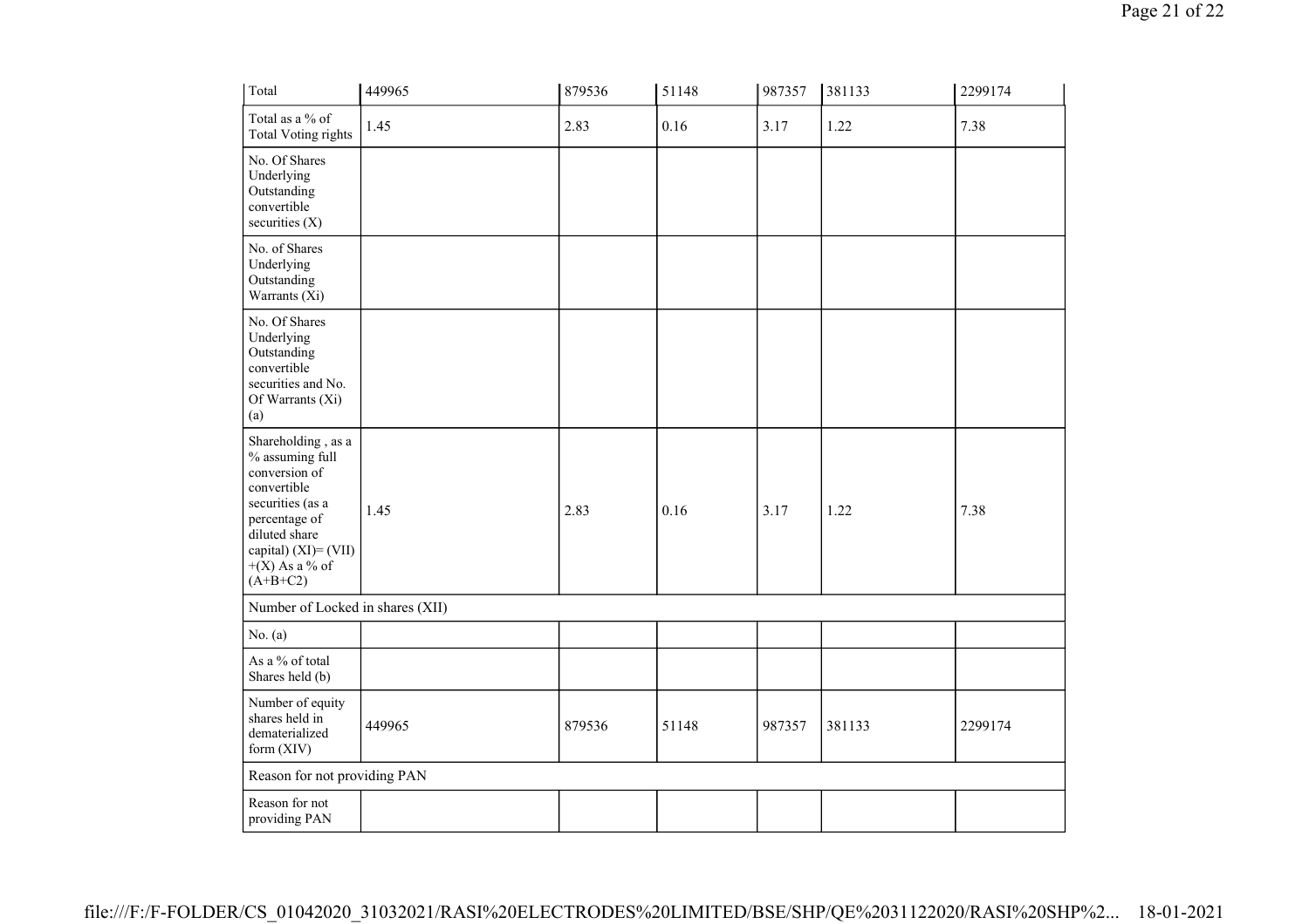| Total | 449965 | 879536 | 51148 | 987357 | 381133 | 2299174 |
|---|---|---|---|---|---|---|
| Total as a % of Total Voting rights | 1.45 | 2.83 | 0.16 | 3.17 | 1.22 | 7.38 |
| No. Of Shares Underlying Outstanding convertible securities (X) | | | | | | |
| No. of Shares Underlying Outstanding Warrants (Xi) | | | | | | |
| No. Of Shares Underlying Outstanding convertible securities and No. Of Warrants (Xi) (a) | | | | | | |
| Shareholding , as a % assuming full conversion of convertible securities (as a percentage of diluted share capital) (XI)= (VII) +(X) As a % of (A+B+C2) | 1.45 | 2.83 | 0.16 | 3.17 | 1.22 | 7.38 |
| Number of Locked in shares (XII) | | | | | | |
| No. (a) | | | | | | |
| As a % of total Shares held (b) | | | | | | |
| Number of equity shares held in dematerialized form (XIV) | 449965 | 879536 | 51148 | 987357 | 381133 | 2299174 |
| Reason for not providing PAN | | | | | | |
| Reason for not providing PAN | | | | | | |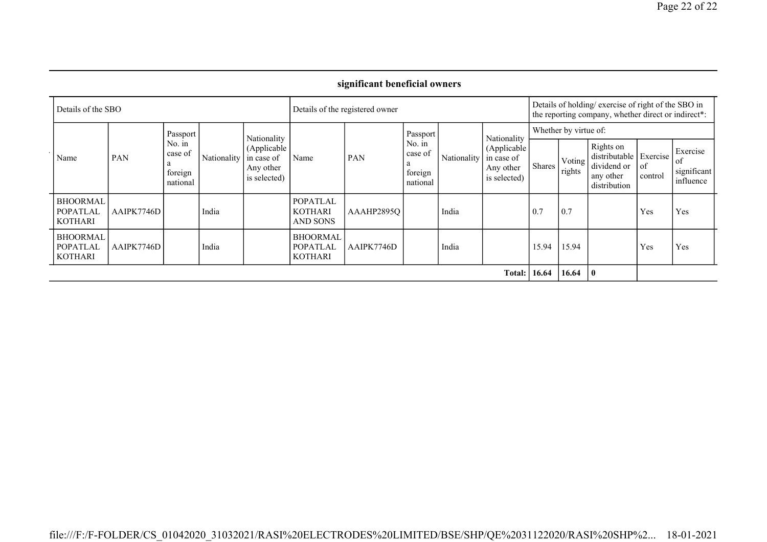**significant beneficial owners**

| Details of the SBO | | | | | Details of the registered owner | | | | | Details of holding/ exercise of right of the SBO in the reporting company, whether direct or indirect*: | | | | |
|---|---|---|---|---|---|---|---|---|---|---|---|---|---|---|
| | | | | | | | | | | Whether by virtue of: | | | | |
| Name | PAN | Passport No. in case of a foreign national | Nationality | Nationality (Applicable in case of Any other is selected) | Name | PAN | Passport No. in case of a foreign national | Nationality | Nationality (Applicable in case of Any other is selected) | Shares | Voting rights | Rights on distributable dividend or any other distribution | Exercise of control | Exercise of significant influence |
| BHOORMAL POPATLAL KOTHARI | AAIPK7746D | | India | | POPATLAL KOTHARI AND SONS | AAAHP2895Q | | India | | 0.7 | 0.7 | | Yes | Yes |
| BHOORMAL POPATLAL KOTHARI | AAIPK7746D | | India | | BHOORMAL POPATLAL KOTHARI | AAIPK7746D | | India | | 15.94 | 15.94 | | Yes | Yes |
| | | | | | | | | | **Total:** | **16.64** | **16.64** | **0** | | |